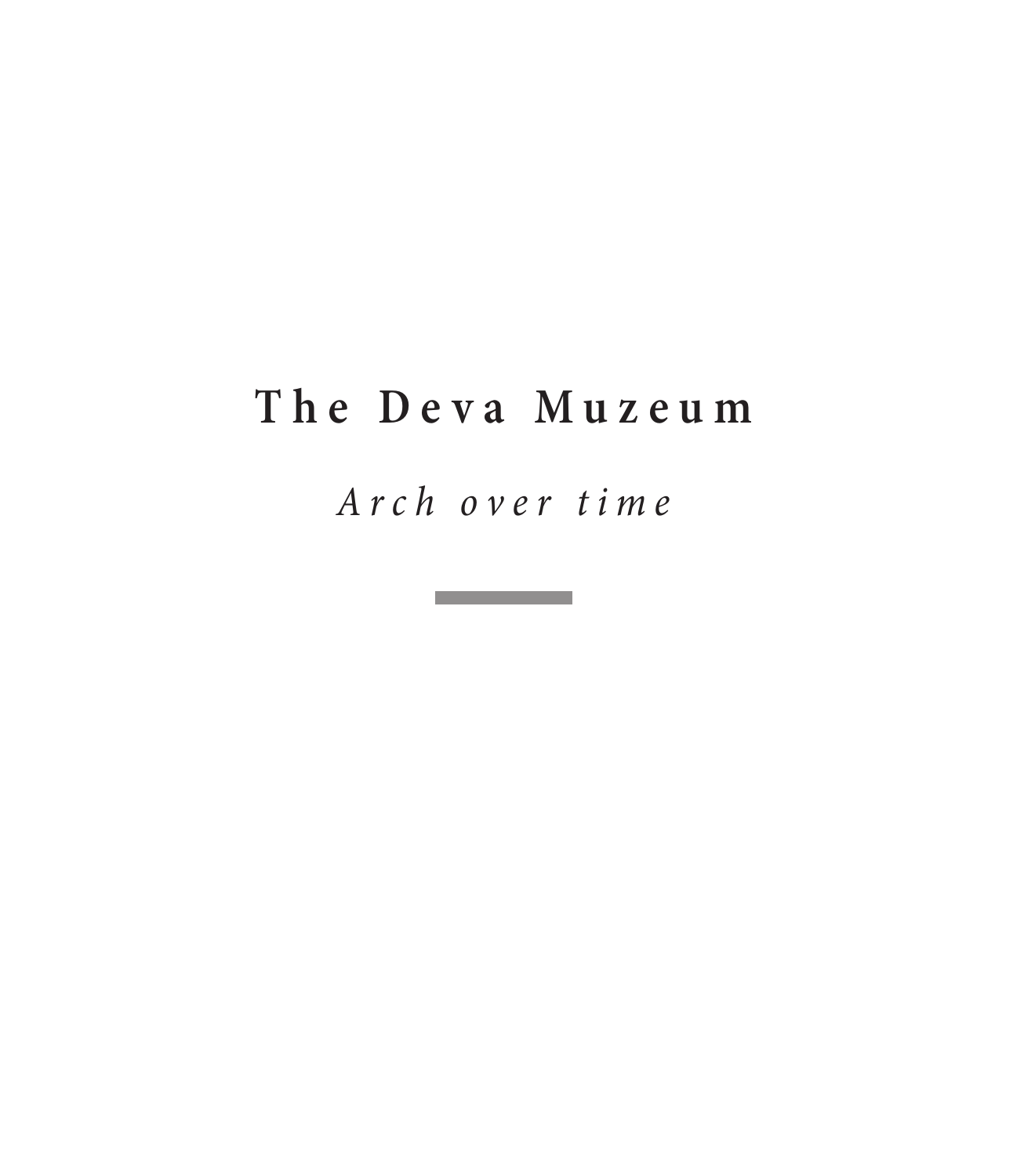# The Deva Muzeum

*Arch over time*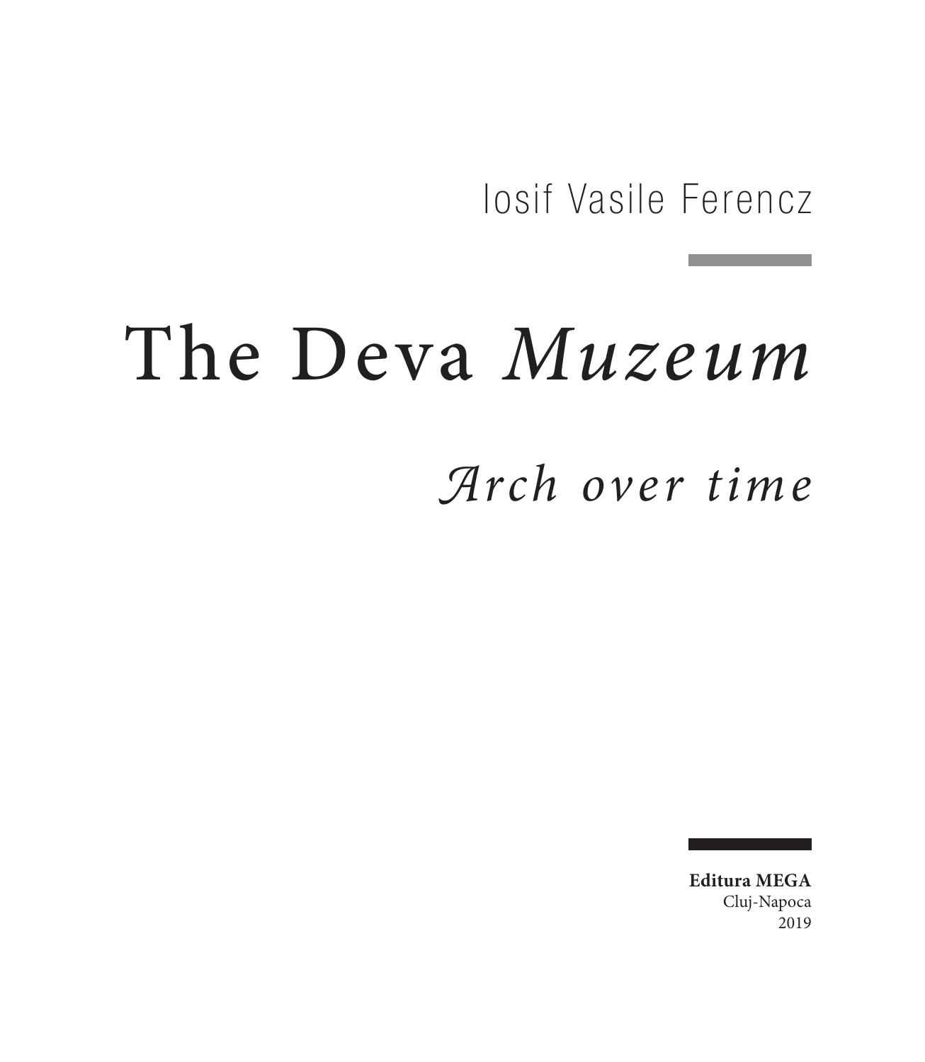Iosif Vasile Ferencz

# The Deva *Muzeum*

## *Arch over time*

**Editura MEGA**
Cluj-Napoca
2019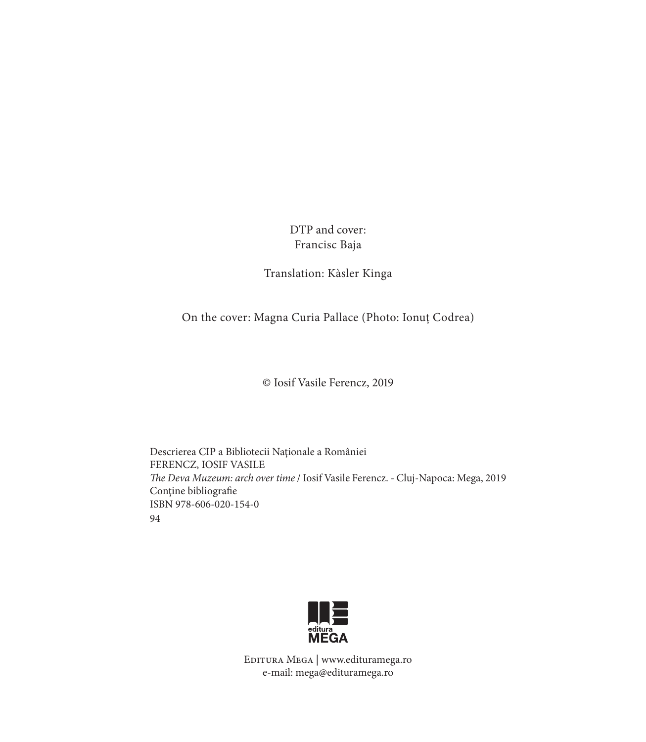DTP and cover:
Francisc Baja

Translation: Kàsler Kinga

On the cover: Magna Curia Pallace (Photo: Ionuț Codrea)

© Iosif Vasile Ferencz, 2019

Descrierea CIP a Bibliotecii Naţionale a României
FERENCZ, IOSIF VASILE
*The Deva Muzeum: arch over time* / Iosif Vasile Ferencz. - Cluj-Napoca: Mega, 2019
Conţine bibliografie
ISBN 978-606-020-154-0
94

editura MEGA

Editura Mega | www.edituramega.ro
e-mail: mega@edituramega.ro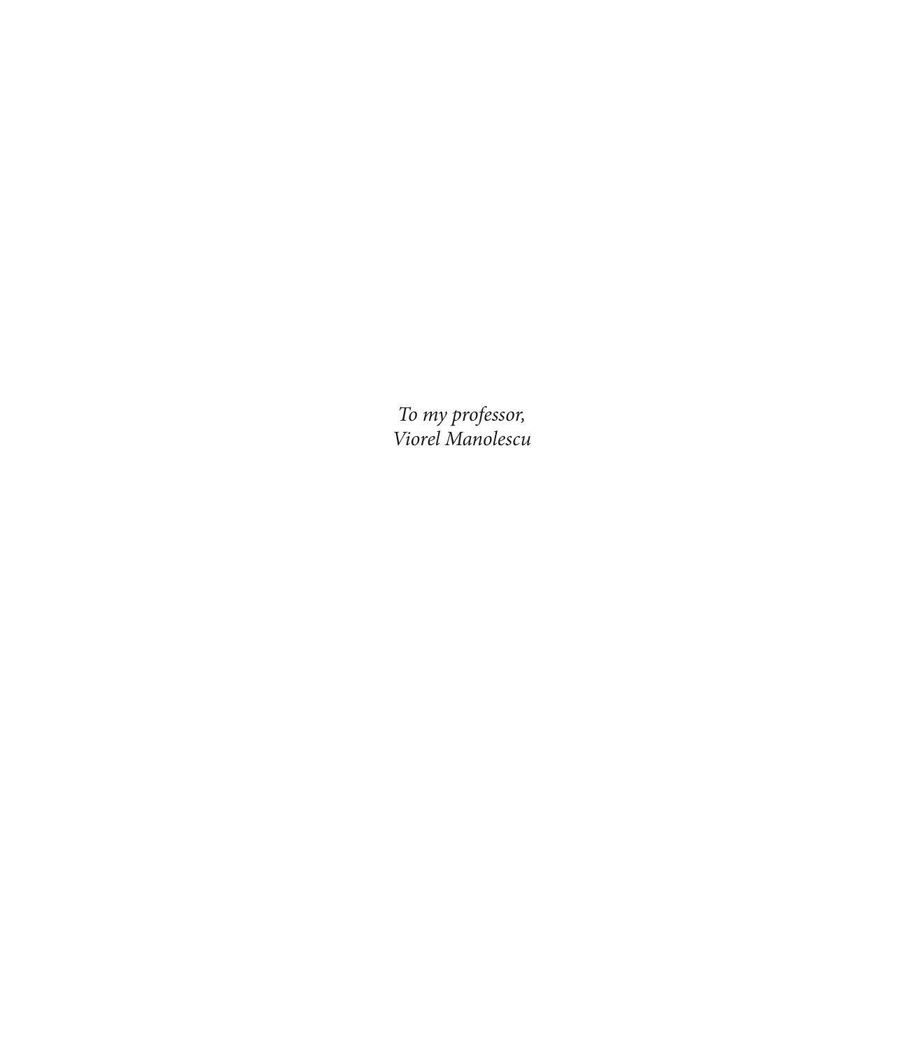*To my professor,*
*Viorel Manolescu*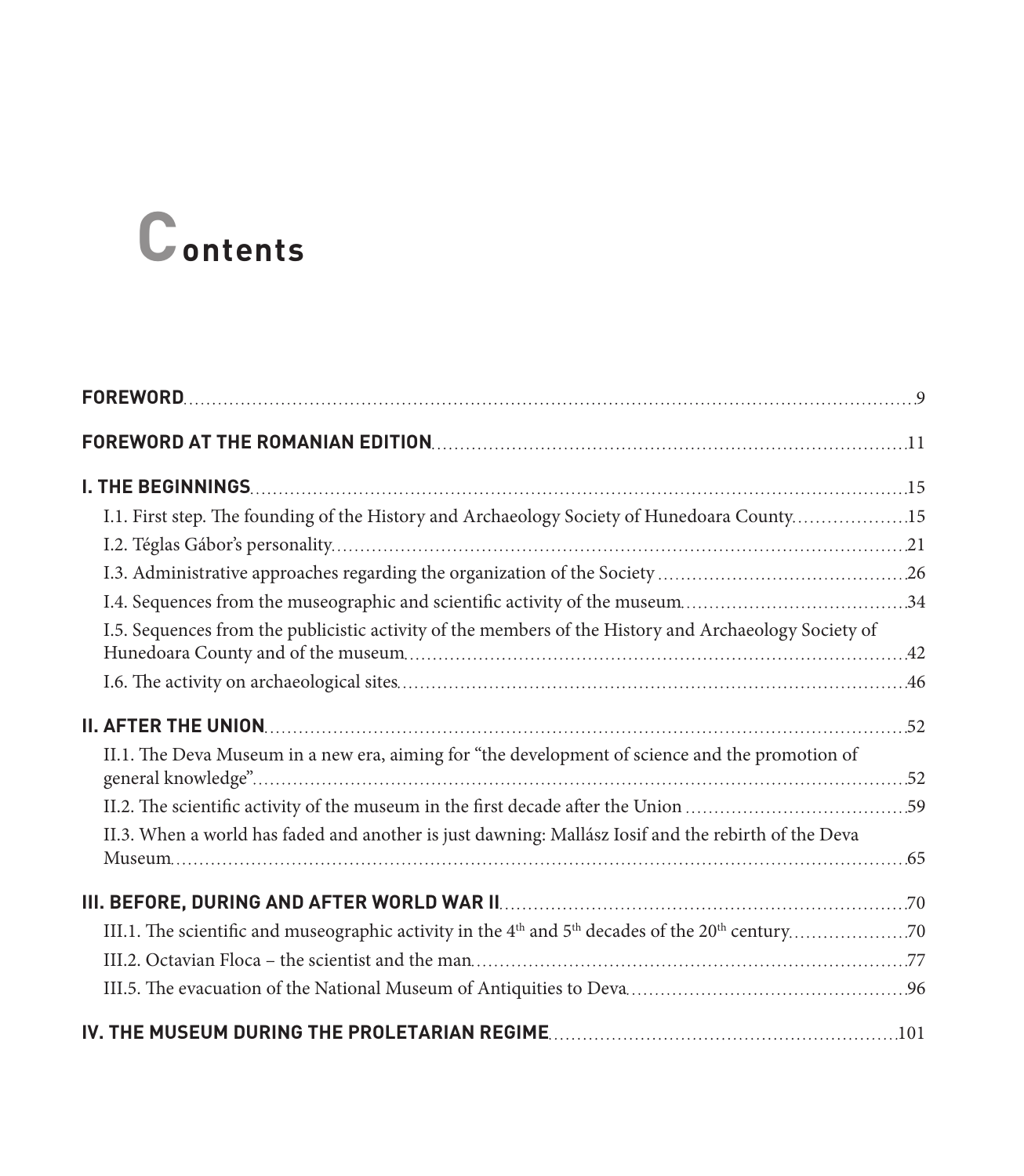# Contents

**FOREWORD** 9

**FOREWORD AT THE ROMANIAN EDITION** 11

**I. THE BEGINNINGS** 15

I.1. First step. The founding of the History and Archaeology Society of Hunedoara County 15

I.2. Téglas Gábor's personality 21

I.3. Administrative approaches regarding the organization of the Society 26

I.4. Sequences from the museographic and scientific activity of the museum 34

I.5. Sequences from the publicistic activity of the members of the History and Archaeology Society of Hunedoara County and of the museum 42

I.6. The activity on archaeological sites 46

**II. AFTER THE UNION** 52

II.1. The Deva Museum in a new era, aiming for "the development of science and the promotion of general knowledge" 52

II.2. The scientific activity of the museum in the first decade after the Union 59

II.3. When a world has faded and another is just dawning: Mallász Iosif and the rebirth of the Deva Museum 65

**III. BEFORE, DURING AND AFTER WORLD WAR II** 70

III.1. The scientific and museographic activity in the 4th and 5th decades of the 20th century 70

III.2. Octavian Floca – the scientist and the man 77

III.5. The evacuation of the National Museum of Antiquities to Deva 96

**IV. THE MUSEUM DURING THE PROLETARIAN REGIME** 101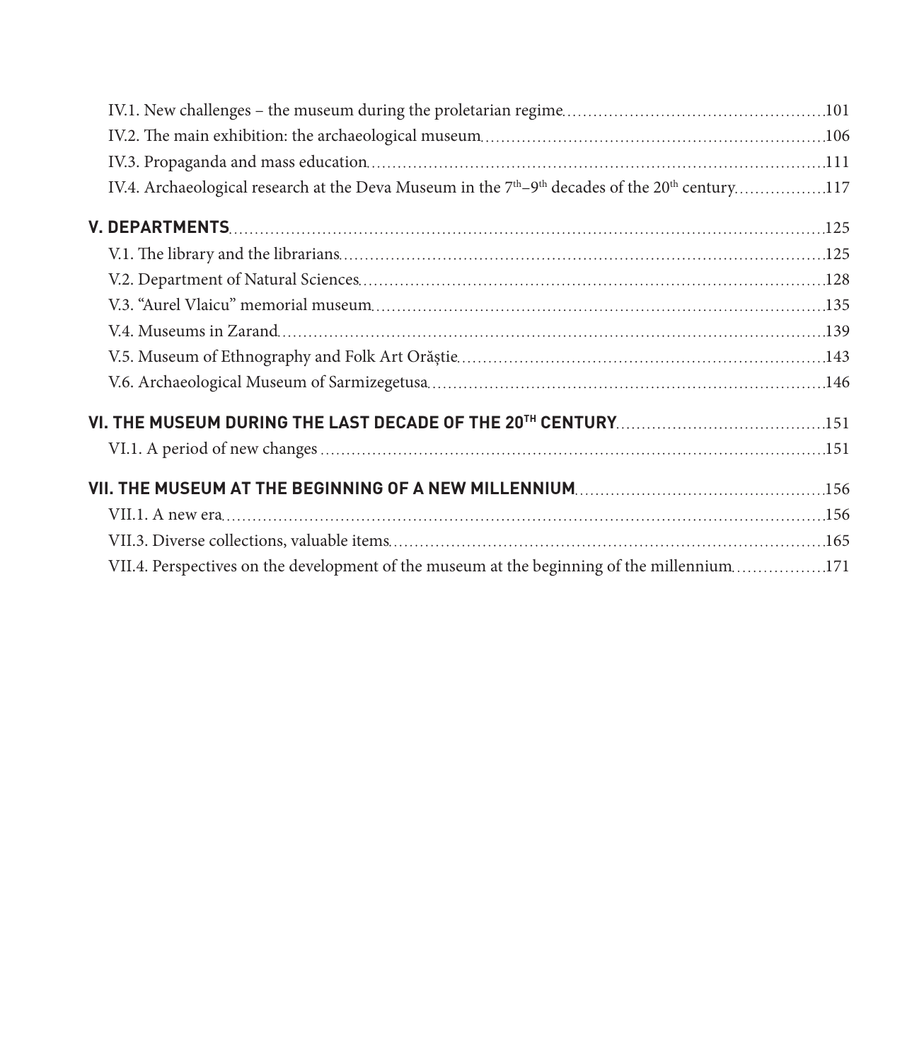IV.1. New challenges – the museum during the proletarian regime ..... 101
IV.2. The main exhibition: the archaeological museum ..... 106
IV.3. Propaganda and mass education ..... 111
IV.4. Archaeological research at the Deva Museum in the 7th–9th decades of the 20th century ..... 117

**V. DEPARTMENTS** ..... 125
V.1. The library and the librarians ..... 125
V.2. Department of Natural Sciences ..... 128
V.3. "Aurel Vlaicu" memorial museum ..... 135
V.4. Museums in Zarand ..... 139
V.5. Museum of Ethnography and Folk Art Orăștie ..... 143
V.6. Archaeological Museum of Sarmizegetusa ..... 146

**VI. THE MUSEUM DURING THE LAST DECADE OF THE 20TH CENTURY** ..... 151
VI.1. A period of new changes ..... 151

**VII. THE MUSEUM AT THE BEGINNING OF A NEW MILLENNIUM** ..... 156
VII.1. A new era ..... 156
VII.3. Diverse collections, valuable items ..... 165
VII.4. Perspectives on the development of the museum at the beginning of the millennium ..... 171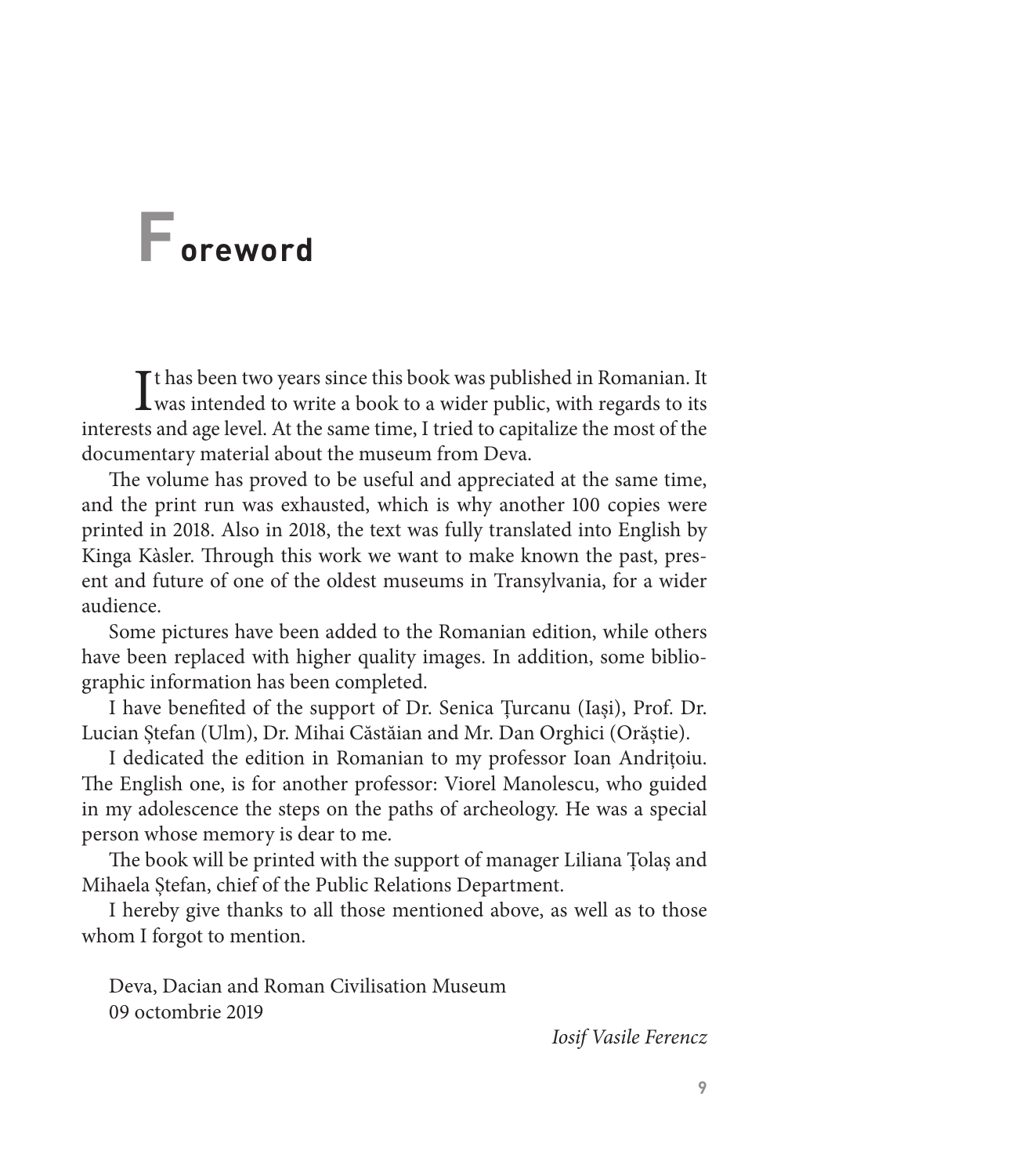# Foreword

It has been two years since this book was published in Romanian. It was intended to write a book to a wider public, with regards to its interests and age level. At the same time, I tried to capitalize the most of the documentary material about the museum from Deva.

The volume has proved to be useful and appreciated at the same time, and the print run was exhausted, which is why another 100 copies were printed in 2018. Also in 2018, the text was fully translated into English by Kinga Kàsler. Through this work we want to make known the past, present and future of one of the oldest museums in Transylvania, for a wider audience.

Some pictures have been added to the Romanian edition, while others have been replaced with higher quality images. In addition, some bibliographic information has been completed.

I have benefited of the support of Dr. Senica Țurcanu (Iași), Prof. Dr. Lucian Ștefan (Ulm), Dr. Mihai Căstăian and Mr. Dan Orghici (Orăștie).

I dedicated the edition in Romanian to my professor Ioan Andrițoiu. The English one, is for another professor: Viorel Manolescu, who guided in my adolescence the steps on the paths of archeology. He was a special person whose memory is dear to me.

The book will be printed with the support of manager Liliana Țolaș and Mihaela Ștefan, chief of the Public Relations Department.

I hereby give thanks to all those mentioned above, as well as to those whom I forgot to mention.

Deva, Dacian and Roman Civilisation Museum
09 octombrie 2019

*Iosif Vasile Ferencz*